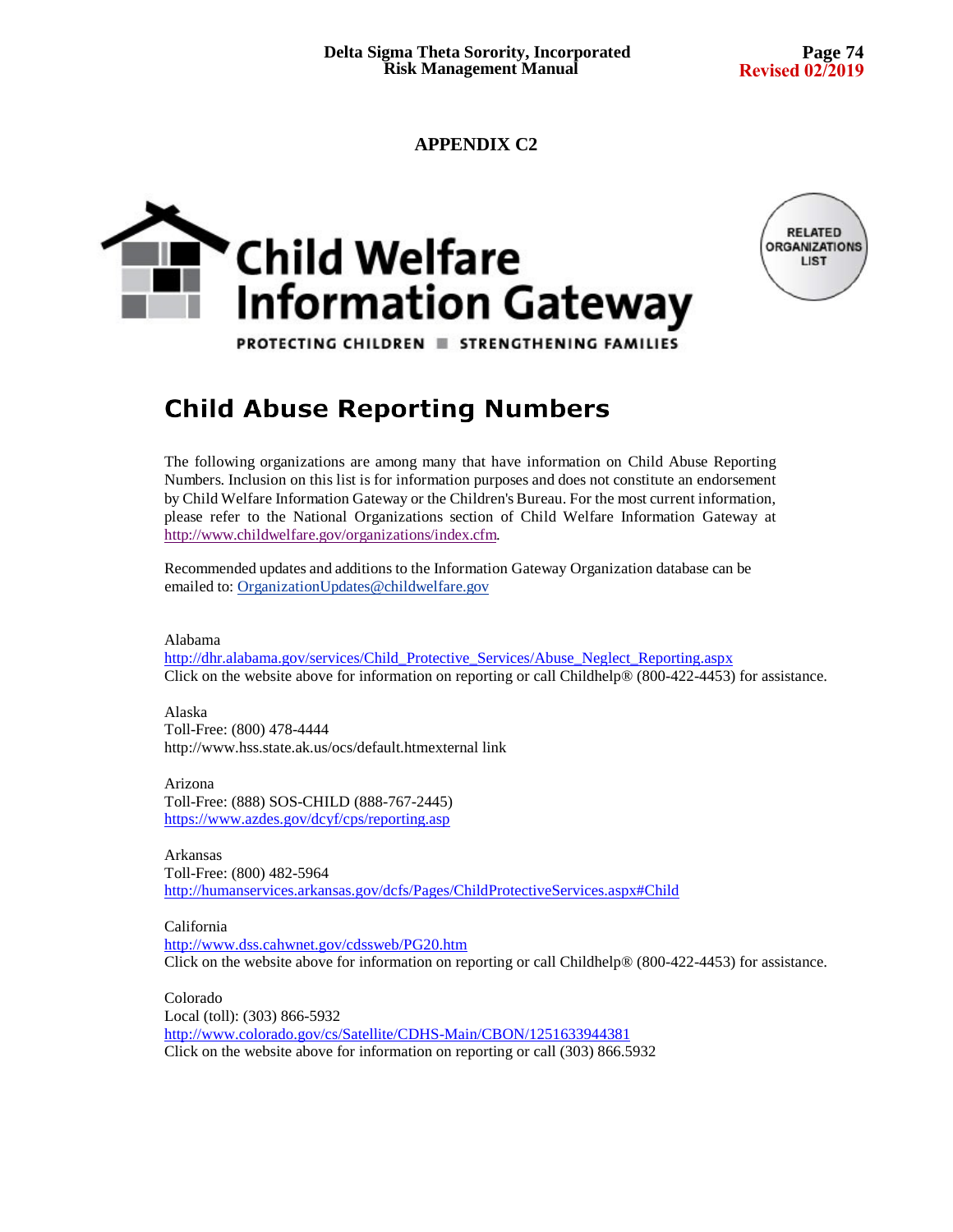# APPENDIX C2

**Child Welfare Information Gateway**

PROTECTING CHILDREN ■ STRENGTHENING FAMILIES

RELATED ORGANIZATIONS LIST

## Child Abuse Reporting Numbers

The following organizations are among many that have information on Child Abuse Reporting Numbers. Inclusion on this list is for information purposes and does not constitute an endorsement by Child Welfare Information Gateway or the Children's Bureau. For the most current information, please refer to the National Organizations section of Child Welfare Information Gateway at http://www.childwelfare.gov/organizations/index.cfm.

Recommended updates and additions to the Information Gateway Organization database can be emailed to: OrganizationUpdates@childwelfare.gov

Alabama
http://dhr.alabama.gov/services/Child_Protective_Services/Abuse_Neglect_Reporting.aspx
Click on the website above for information on reporting or call Childhelp® (800-422-4453) for assistance.

Alaska
Toll-Free: (800) 478-4444
http://www.hss.state.ak.us/ocs/default.htmexternal link

Arizona
Toll-Free: (888) SOS-CHILD (888-767-2445)
https://www.azdes.gov/dcyf/cps/reporting.asp

Arkansas
Toll-Free: (800) 482-5964
http://humanservices.arkansas.gov/dcfs/Pages/ChildProtectiveServices.aspx#Child

California
http://www.dss.cahwnet.gov/cdssweb/PG20.htm
Click on the website above for information on reporting or call Childhelp® (800-422-4453) for assistance.

Colorado
Local (toll): (303) 866-5932
http://www.colorado.gov/cs/Satellite/CDHS-Main/CBON/1251633944381
Click on the website above for information on reporting or call (303) 866.5932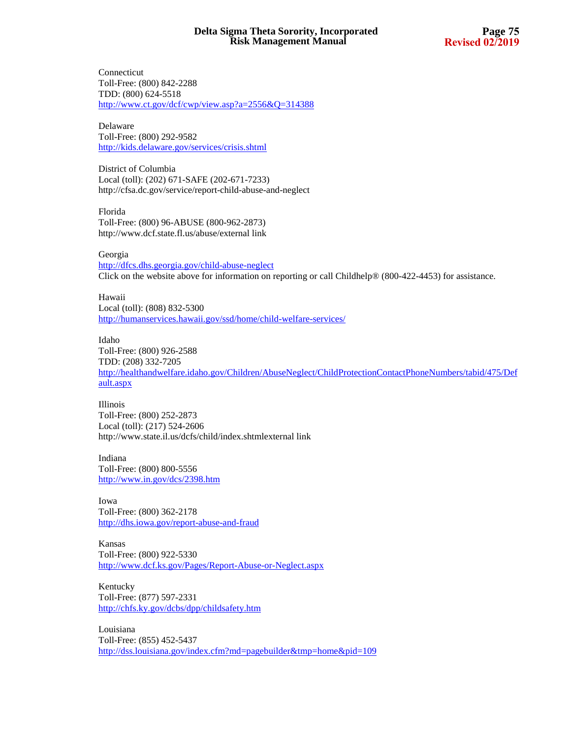Connecticut
Toll-Free: (800) 842-2288
TDD: (800) 624-5518
http://www.ct.gov/dcf/cwp/view.asp?a=2556&Q=314388

Delaware
Toll-Free: (800) 292-9582
http://kids.delaware.gov/services/crisis.shtml

District of Columbia
Local (toll): (202) 671-SAFE (202-671-7233)
http://cfsa.dc.gov/service/report-child-abuse-and-neglect

Florida
Toll-Free: (800) 96-ABUSE (800-962-2873)
http://www.dcf.state.fl.us/abuse/external link

Georgia
http://dfcs.dhs.georgia.gov/child-abuse-neglect
Click on the website above for information on reporting or call Childhelp® (800-422-4453) for assistance.

Hawaii
Local (toll): (808) 832-5300
http://humanservices.hawaii.gov/ssd/home/child-welfare-services/

Idaho
Toll-Free: (800) 926-2588
TDD: (208) 332-7205
http://healthandwelfare.idaho.gov/Children/AbuseNeglect/ChildProtectionContactPhoneNumbers/tabid/475/Default.aspx

Illinois
Toll-Free: (800) 252-2873
Local (toll): (217) 524-2606
http://www.state.il.us/dcfs/child/index.shtmlexternal link

Indiana
Toll-Free: (800) 800-5556
http://www.in.gov/dcs/2398.htm

Iowa
Toll-Free: (800) 362-2178
http://dhs.iowa.gov/report-abuse-and-fraud

Kansas
Toll-Free: (800) 922-5330
http://www.dcf.ks.gov/Pages/Report-Abuse-or-Neglect.aspx

Kentucky
Toll-Free: (877) 597-2331
http://chfs.ky.gov/dcbs/dpp/childsafety.htm

Louisiana
Toll-Free: (855) 452-5437
http://dss.louisiana.gov/index.cfm?md=pagebuilder&tmp=home&pid=109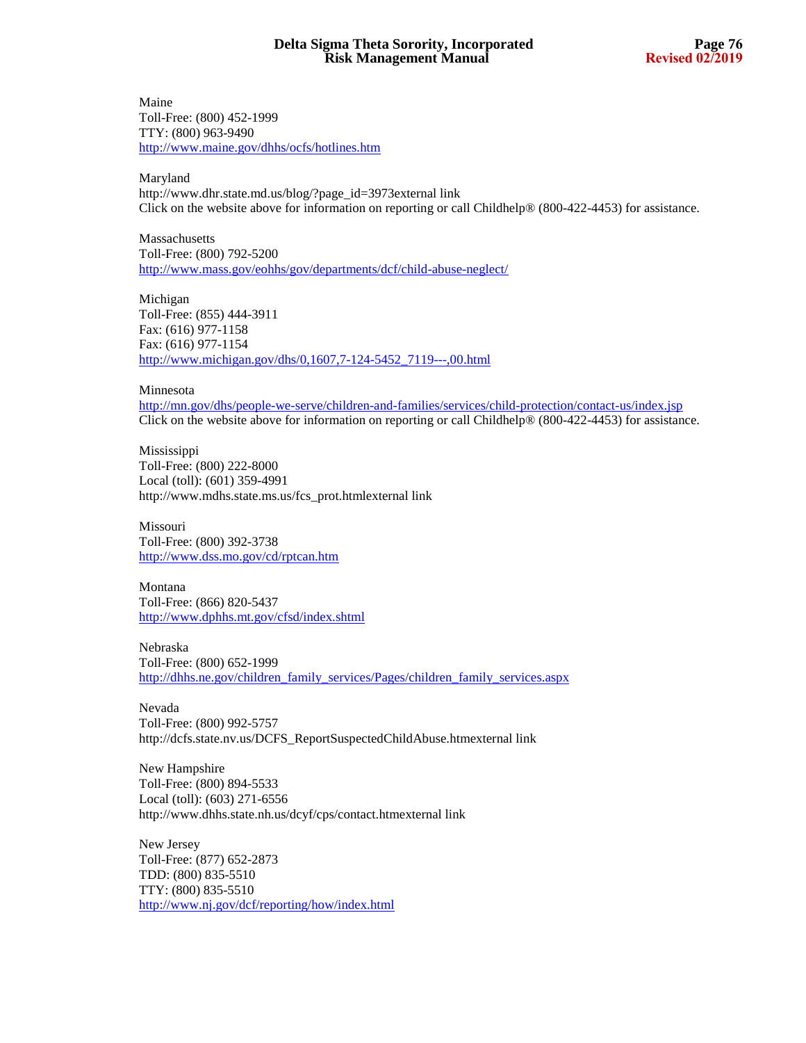Maine
Toll-Free: (800) 452-1999
TTY: (800) 963-9490
http://www.maine.gov/dhhs/ocfs/hotlines.htm

Maryland
http://www.dhr.state.md.us/blog/?page_id=3973external link
Click on the website above for information on reporting or call Childhelp® (800-422-4453) for assistance.

Massachusetts
Toll-Free: (800) 792-5200
http://www.mass.gov/eohhs/gov/departments/dcf/child-abuse-neglect/

Michigan
Toll-Free: (855) 444-3911
Fax: (616) 977-1158
Fax: (616) 977-1154
http://www.michigan.gov/dhs/0,1607,7-124-5452_7119---,00.html

Minnesota
http://mn.gov/dhs/people-we-serve/children-and-families/services/child-protection/contact-us/index.jsp
Click on the website above for information on reporting or call Childhelp® (800-422-4453) for assistance.

Mississippi
Toll-Free: (800) 222-8000
Local (toll): (601) 359-4991
http://www.mdhs.state.ms.us/fcs_prot.htmlexternal link

Missouri
Toll-Free: (800) 392-3738
http://www.dss.mo.gov/cd/rptcan.htm

Montana
Toll-Free: (866) 820-5437
http://www.dphhs.mt.gov/cfsd/index.shtml

Nebraska
Toll-Free: (800) 652-1999
http://dhhs.ne.gov/children_family_services/Pages/children_family_services.aspx

Nevada
Toll-Free: (800) 992-5757
http://dcfs.state.nv.us/DCFS_ReportSuspectedChildAbuse.htmexternal link

New Hampshire
Toll-Free: (800) 894-5533
Local (toll): (603) 271-6556
http://www.dhhs.state.nh.us/dcyf/cps/contact.htmexternal link

New Jersey
Toll-Free: (877) 652-2873
TDD: (800) 835-5510
TTY: (800) 835-5510
http://www.nj.gov/dcf/reporting/how/index.html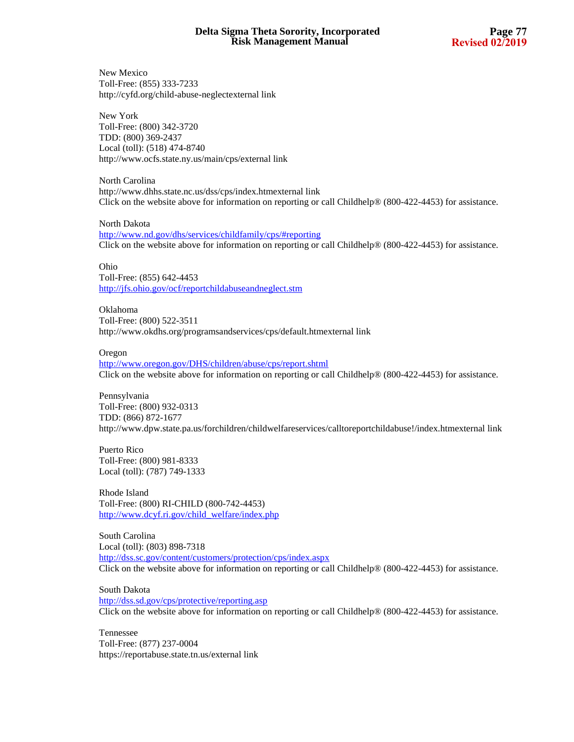New Mexico
Toll-Free: (855) 333-7233
http://cyfd.org/child-abuse-neglectexternal link

New York
Toll-Free: (800) 342-3720
TDD: (800) 369-2437
Local (toll): (518) 474-8740
http://www.ocfs.state.ny.us/main/cps/external link

North Carolina
http://www.dhhs.state.nc.us/dss/cps/index.htmexternal link
Click on the website above for information on reporting or call Childhelp® (800-422-4453) for assistance.

North Dakota
http://www.nd.gov/dhs/services/childfamily/cps/#reporting
Click on the website above for information on reporting or call Childhelp® (800-422-4453) for assistance.

Ohio
Toll-Free: (855) 642-4453
http://jfs.ohio.gov/ocf/reportchildabuseandneglect.stm

Oklahoma
Toll-Free: (800) 522-3511
http://www.okdhs.org/programsandservices/cps/default.htmexternal link

Oregon
http://www.oregon.gov/DHS/children/abuse/cps/report.shtml
Click on the website above for information on reporting or call Childhelp® (800-422-4453) for assistance.

Pennsylvania
Toll-Free: (800) 932-0313
TDD: (866) 872-1677
http://www.dpw.state.pa.us/forchildren/childwelfareservices/calltoreportchildabuse!/index.htmexternal link

Puerto Rico
Toll-Free: (800) 981-8333
Local (toll): (787) 749-1333

Rhode Island
Toll-Free: (800) RI-CHILD (800-742-4453)
http://www.dcyf.ri.gov/child_welfare/index.php

South Carolina
Local (toll): (803) 898-7318
http://dss.sc.gov/content/customers/protection/cps/index.aspx
Click on the website above for information on reporting or call Childhelp® (800-422-4453) for assistance.

South Dakota
http://dss.sd.gov/cps/protective/reporting.asp
Click on the website above for information on reporting or call Childhelp® (800-422-4453) for assistance.

Tennessee
Toll-Free: (877) 237-0004
https://reportabuse.state.tn.us/external link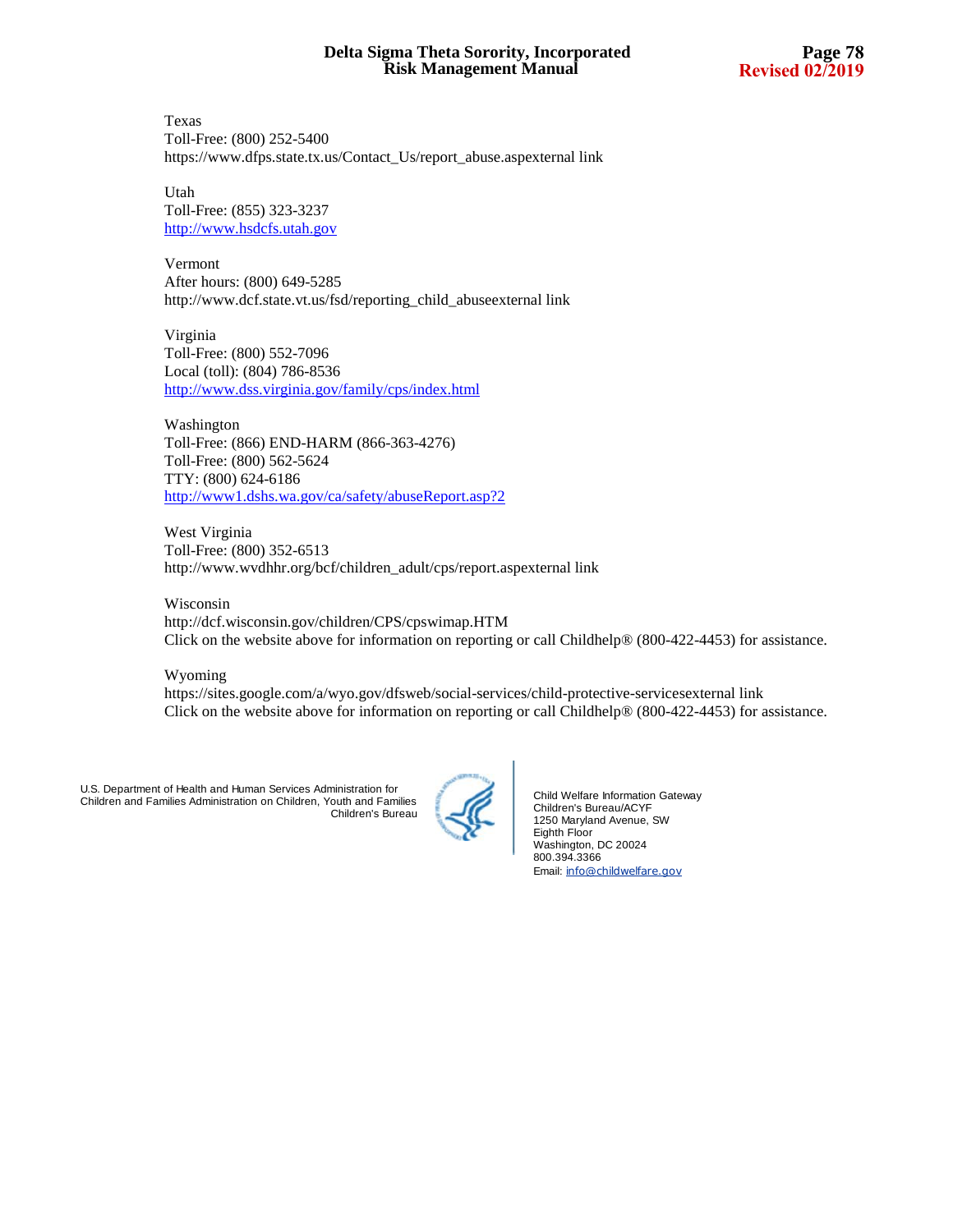Texas
Toll-Free: (800) 252-5400
https://www.dfps.state.tx.us/Contact_Us/report_abuse.aspexternal link

Utah
Toll-Free: (855) 323-3237
http://www.hsdcfs.utah.gov

Vermont
After hours: (800) 649-5285
http://www.dcf.state.vt.us/fsd/reporting_child_abuseexternal link

Virginia
Toll-Free: (800) 552-7096
Local (toll): (804) 786-8536
http://www.dss.virginia.gov/family/cps/index.html

Washington
Toll-Free: (866) END-HARM (866-363-4276)
Toll-Free: (800) 562-5624
TTY: (800) 624-6186
http://www1.dshs.wa.gov/ca/safety/abuseReport.asp?2

West Virginia
Toll-Free: (800) 352-6513
http://www.wvdhhr.org/bcf/children_adult/cps/report.aspexternal link

Wisconsin
http://dcf.wisconsin.gov/children/CPS/cpswimap.HTM
Click on the website above for information on reporting or call Childhelp® (800-422-4453) for assistance.

Wyoming
https://sites.google.com/a/wyo.gov/dfsweb/social-services/child-protective-servicesexternal link
Click on the website above for information on reporting or call Childhelp® (800-422-4453) for assistance.

U.S. Department of Health and Human Services Administration for Children and Families Administration on Children, Youth and Families Children's Bureau

Child Welfare Information Gateway
Children's Bureau/ACYF
1250 Maryland Avenue, SW
Eighth Floor
Washington, DC 20024
800.394.3366
Email: info@childwelfare.gov